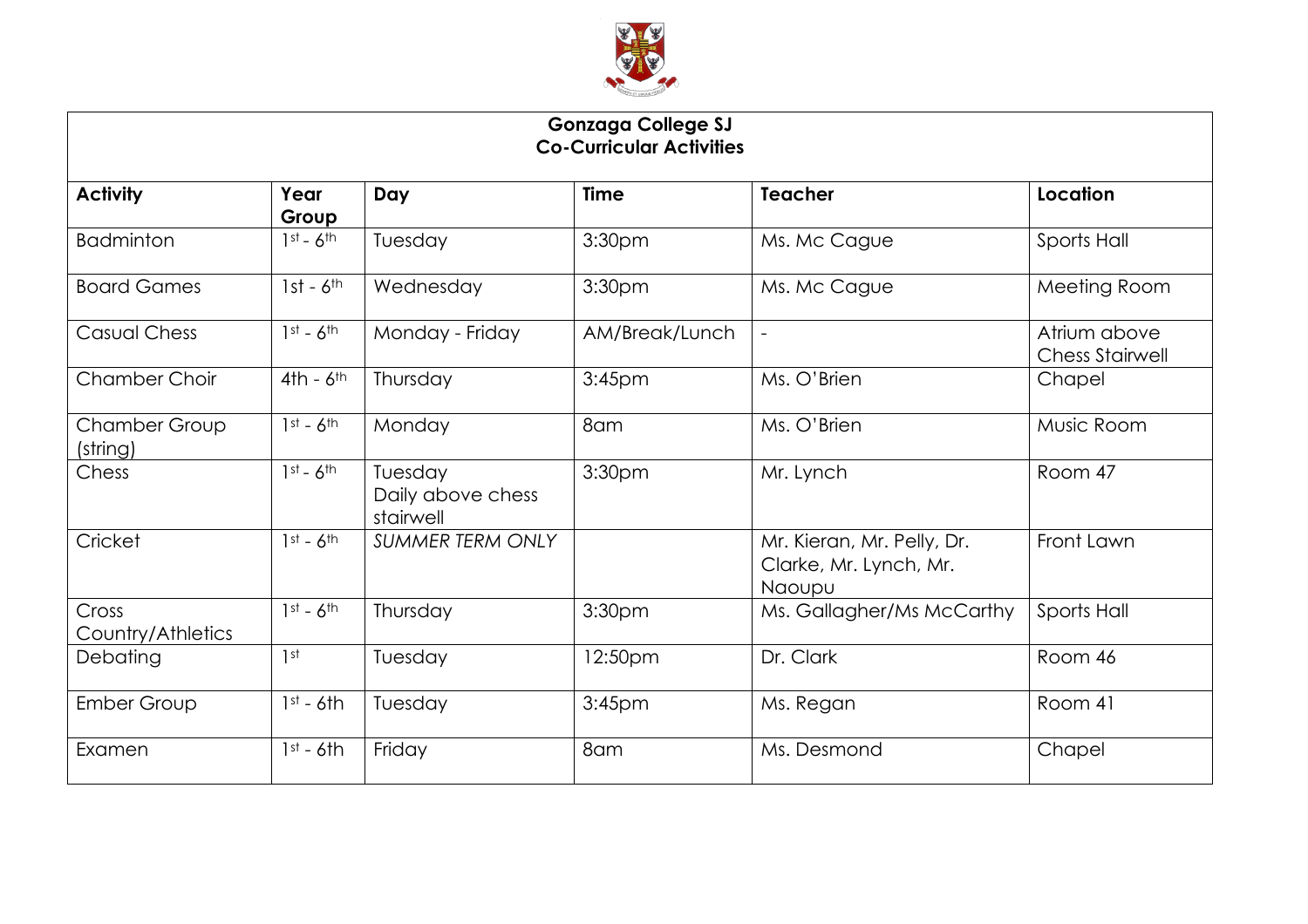**Gonzaga College SJ**
**Co-Curricular Activities**

| Activity | Year Group | Day | Time | Teacher | Location |
|---|---|---|---|---|---|
| Badminton | 1st - 6th | Tuesday | 3:30pm | Ms. Mc Cague | Sports Hall |
| Board Games | 1st - 6th | Wednesday | 3:30pm | Ms. Mc Cague | Meeting Room |
| Casual Chess | 1st - 6th | Monday - Friday | AM/Break/Lunch | - | Atrium above Chess Stairwell |
| Chamber Choir | 4th - 6th | Thursday | 3:45pm | Ms. O'Brien | Chapel |
| Chamber Group (string) | 1st - 6th | Monday | 8am | Ms. O'Brien | Music Room |
| Chess | 1st - 6th | Tuesday Daily above chess stairwell | 3:30pm | Mr. Lynch | Room 47 |
| Cricket | 1st - 6th | *SUMMER TERM ONLY* | | Mr. Kieran, Mr. Pelly, Dr. Clarke, Mr. Lynch, Mr. Naoupu | Front Lawn |
| Cross Country/Athletics | 1st - 6th | Thursday | 3:30pm | Ms. Gallagher/Ms McCarthy | Sports Hall |
| Debating | 1st | Tuesday | 12:50pm | Dr. Clark | Room 46 |
| Ember Group | 1st - 6th | Tuesday | 3:45pm | Ms. Regan | Room 41 |
| Examen | 1st - 6th | Friday | 8am | Ms. Desmond | Chapel |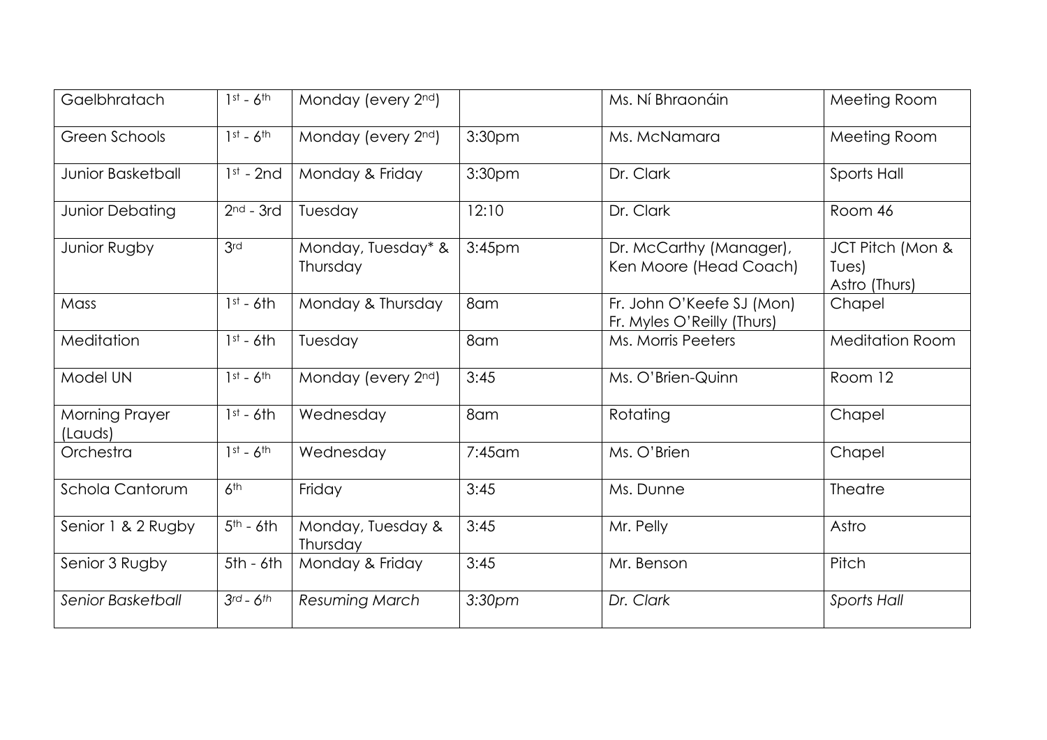| Gaelbhratach | 1st - 6th | Monday (every 2nd) | | Ms. Ní Bhraonáin | Meeting Room |
|---|---|---|---|---|---|
| Green Schools | 1st - 6th | Monday (every 2nd) | 3:30pm | Ms. McNamara | Meeting Room |
| Junior Basketball | 1st - 2nd | Monday & Friday | 3:30pm | Dr. Clark | Sports Hall |
| Junior Debating | 2nd - 3rd | Tuesday | 12:10 | Dr. Clark | Room 46 |
| Junior Rugby | 3rd | Monday, Tuesday* & Thursday | 3:45pm | Dr. McCarthy (Manager), Ken Moore (Head Coach) | JCT Pitch (Mon & Tues) Astro (Thurs) |
| Mass | 1st - 6th | Monday & Thursday | 8am | Fr. John O'Keefe SJ (Mon) Fr. Myles O'Reilly (Thurs) | Chapel |
| Meditation | 1st - 6th | Tuesday | 8am | Ms. Morris Peeters | Meditation Room |
| Model UN | 1st - 6th | Monday (every 2nd) | 3:45 | Ms. O'Brien-Quinn | Room 12 |
| Morning Prayer (Lauds) | 1st - 6th | Wednesday | 8am | Rotating | Chapel |
| Orchestra | 1st - 6th | Wednesday | 7:45am | Ms. O'Brien | Chapel |
| Schola Cantorum | 6th | Friday | 3:45 | Ms. Dunne | Theatre |
| Senior 1 & 2 Rugby | 5th - 6th | Monday, Tuesday & Thursday | 3:45 | Mr. Pelly | Astro |
| Senior 3 Rugby | 5th - 6th | Monday & Friday | 3:45 | Mr. Benson | Pitch |
| *Senior Basketball* | *3rd - 6th* | *Resuming March* | *3:30pm* | *Dr. Clark* | *Sports Hall* |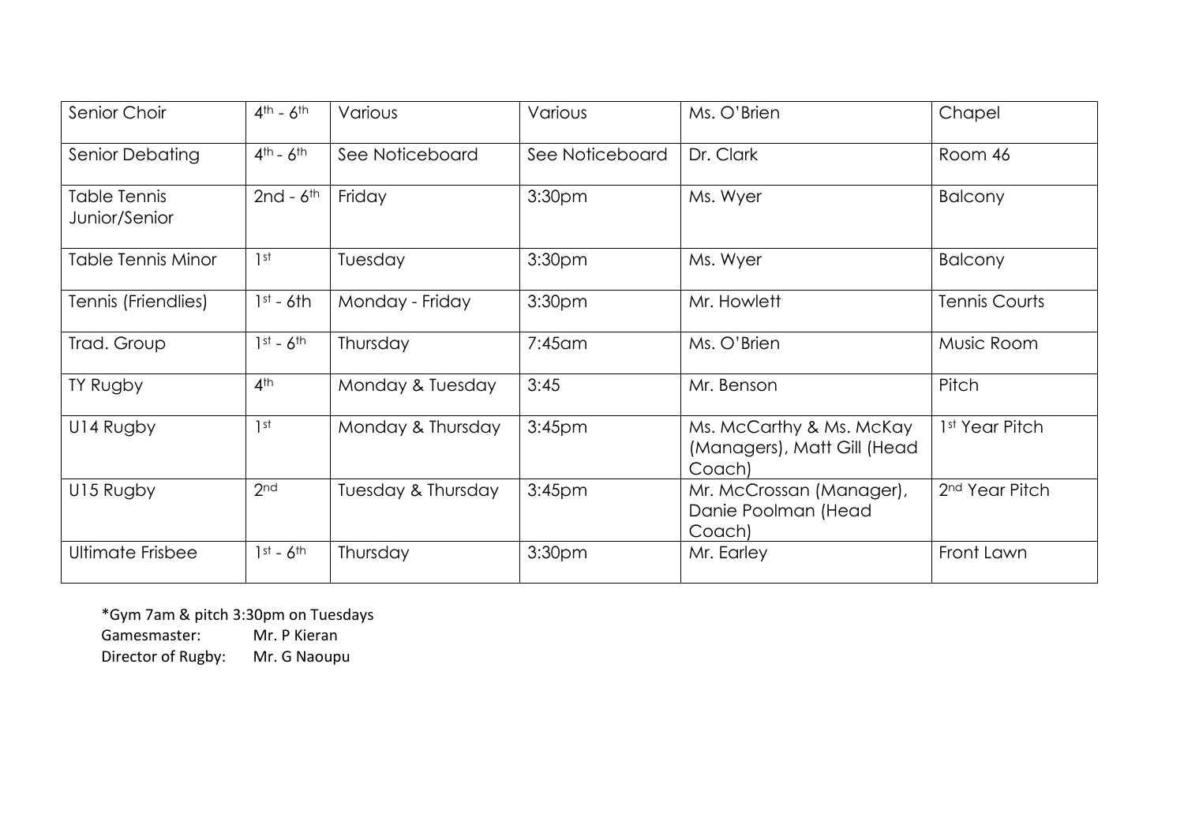| | | | | | |
|---|---|---|---|---|---|
| Senior Choir | 4th - 6th | Various | Various | Ms. O'Brien | Chapel |
| Senior Debating | 4th - 6th | See Noticeboard | See Noticeboard | Dr. Clark | Room 46 |
| Table Tennis Junior/Senior | 2nd - 6th | Friday | 3:30pm | Ms. Wyer | Balcony |
| Table Tennis Minor | 1st | Tuesday | 3:30pm | Ms. Wyer | Balcony |
| Tennis (Friendlies) | 1st - 6th | Monday - Friday | 3:30pm | Mr. Howlett | Tennis Courts |
| Trad. Group | 1st - 6th | Thursday | 7:45am | Ms. O'Brien | Music Room |
| TY Rugby | 4th | Monday & Tuesday | 3:45 | Mr. Benson | Pitch |
| U14 Rugby | 1st | Monday & Thursday | 3:45pm | Ms. McCarthy & Ms. McKay (Managers), Matt Gill (Head Coach) | 1st Year Pitch |
| U15 Rugby | 2nd | Tuesday & Thursday | 3:45pm | Mr. McCrossan (Manager), Danie Poolman (Head Coach) | 2nd Year Pitch |
| Ultimate Frisbee | 1st - 6th | Thursday | 3:30pm | Mr. Earley | Front Lawn |

*Gym 7am & pitch 3:30pm on Tuesdays

Gamesmaster: Mr. P Kieran

Director of Rugby: Mr. G Naoupu